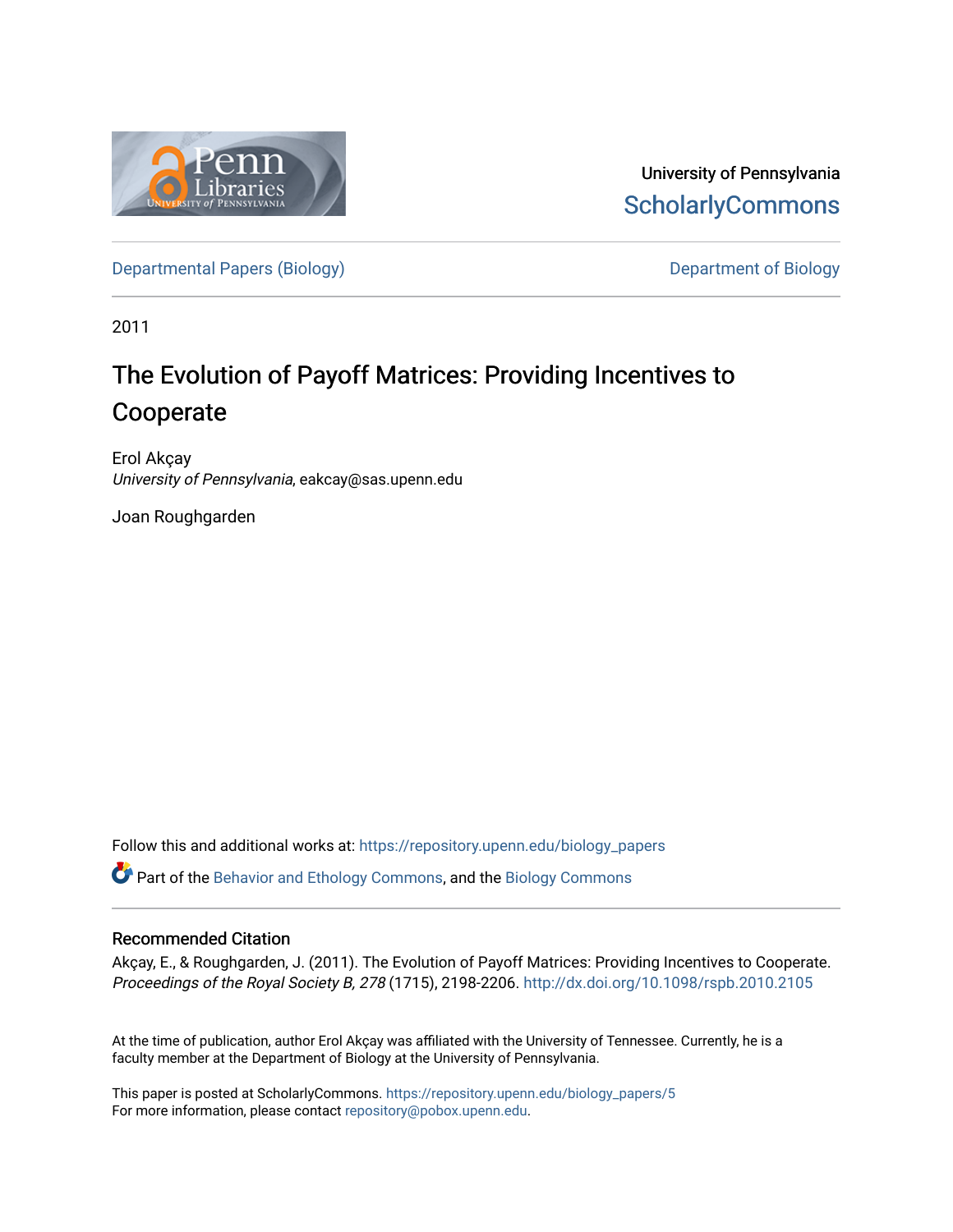University of Pennsylvania
ScholarlyCommons

Departmental Papers (Biology) | Department of Biology

2011

# The Evolution of Payoff Matrices: Providing Incentives to Cooperate

Erol Akçay
*University of Pennsylvania*, eakcay@sas.upenn.edu

Joan Roughgarden

Follow this and additional works at: https://repository.upenn.edu/biology_papers

Part of the Behavior and Ethology Commons, and the Biology Commons

## Recommended Citation

Akçay, E., & Roughgarden, J. (2011). The Evolution of Payoff Matrices: Providing Incentives to Cooperate. *Proceedings of the Royal Society B, 278* (1715), 2198-2206. http://dx.doi.org/10.1098/rspb.2010.2105

At the time of publication, author Erol Akçay was affiliated with the University of Tennessee. Currently, he is a faculty member at the Department of Biology at the University of Pennsylvania.

This paper is posted at ScholarlyCommons. https://repository.upenn.edu/biology_papers/5
For more information, please contact repository@pobox.upenn.edu.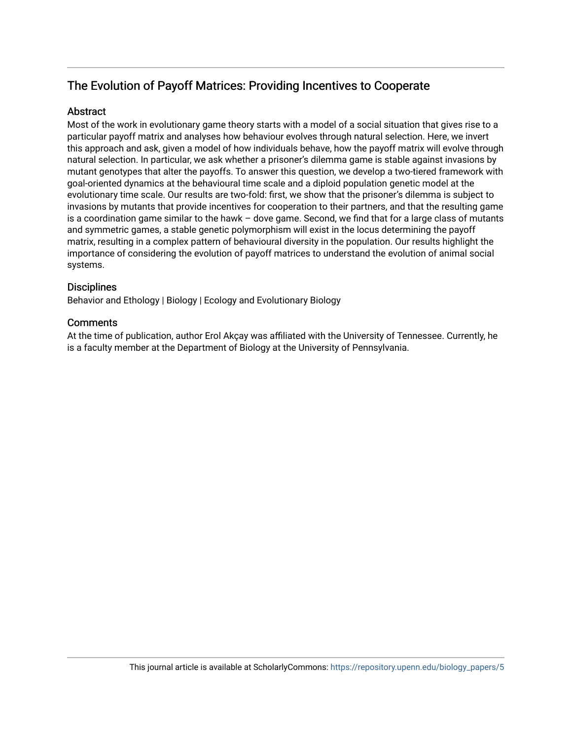## The Evolution of Payoff Matrices: Providing Incentives to Cooperate

### Abstract

Most of the work in evolutionary game theory starts with a model of a social situation that gives rise to a particular payoff matrix and analyses how behaviour evolves through natural selection. Here, we invert this approach and ask, given a model of how individuals behave, how the payoff matrix will evolve through natural selection. In particular, we ask whether a prisoner's dilemma game is stable against invasions by mutant genotypes that alter the payoffs. To answer this question, we develop a two-tiered framework with goal-oriented dynamics at the behavioural time scale and a diploid population genetic model at the evolutionary time scale. Our results are two-fold: first, we show that the prisoner's dilemma is subject to invasions by mutants that provide incentives for cooperation to their partners, and that the resulting game is a coordination game similar to the hawk – dove game. Second, we find that for a large class of mutants and symmetric games, a stable genetic polymorphism will exist in the locus determining the payoff matrix, resulting in a complex pattern of behavioural diversity in the population. Our results highlight the importance of considering the evolution of payoff matrices to understand the evolution of animal social systems.

### Disciplines

Behavior and Ethology | Biology | Ecology and Evolutionary Biology

### Comments

At the time of publication, author Erol Akçay was affiliated with the University of Tennessee. Currently, he is a faculty member at the Department of Biology at the University of Pennsylvania.

This journal article is available at ScholarlyCommons: https://repository.upenn.edu/biology_papers/5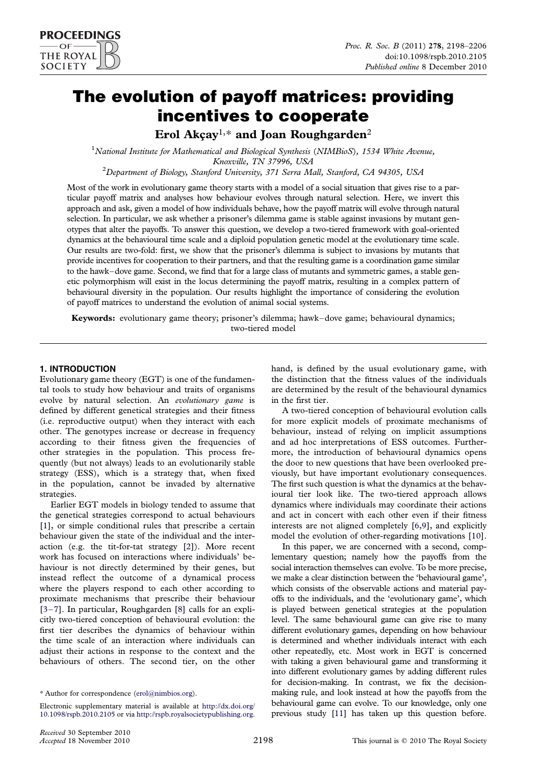# The evolution of payoff matrices: providing incentives to cooperate

**Erol Akçay**[1,*] **and Joan Roughgarden**[2]

[1]*National Institute for Mathematical and Biological Synthesis (NIMBioS), 1534 White Avenue, Knoxville, TN 37996, USA*

[2]*Department of Biology, Stanford University, 371 Serra Mall, Stanford, CA 94305, USA*

Most of the work in evolutionary game theory starts with a model of a social situation that gives rise to a particular payoff matrix and analyses how behaviour evolves through natural selection. Here, we invert this approach and ask, given a model of how individuals behave, how the payoff matrix will evolve through natural selection. In particular, we ask whether a prisoner's dilemma game is stable against invasions by mutant genotypes that alter the payoffs. To answer this question, we develop a two-tiered framework with goal-oriented dynamics at the behavioural time scale and a diploid population genetic model at the evolutionary time scale. Our results are two-fold: first, we show that the prisoner's dilemma is subject to invasions by mutants that provide incentives for cooperation to their partners, and that the resulting game is a coordination game similar to the hawk–dove game. Second, we find that for a large class of mutants and symmetric games, a stable genetic polymorphism will exist in the locus determining the payoff matrix, resulting in a complex pattern of behavioural diversity in the population. Our results highlight the importance of considering the evolution of payoff matrices to understand the evolution of animal social systems.

**Keywords:** evolutionary game theory; prisoner's dilemma; hawk–dove game; behavioural dynamics; two-tiered model

## 1. INTRODUCTION

Evolutionary game theory (EGT) is one of the fundamental tools to study how behaviour and traits of organisms evolve by natural selection. An *evolutionary game* is defined by different genetical strategies and their fitness (i.e. reproductive output) when they interact with each other. The genotypes increase or decrease in frequency according to their fitness given the frequencies of other strategies in the population. This process frequently (but not always) leads to an evolutionarily stable strategy (ESS), which is a strategy that, when fixed in the population, cannot be invaded by alternative strategies.

Earlier EGT models in biology tended to assume that the genetical strategies correspond to actual behaviours [1], or simple conditional rules that prescribe a certain behaviour given the state of the individual and the interaction (e.g. the tit-for-tat strategy [2]). More recent work has focused on interactions where individuals' behaviour is not directly determined by their genes, but instead reflect the outcome of a dynamical process where the players respond to each other according to proximate mechanisms that prescribe their behaviour [3–7]. In particular, Roughgarden [8] calls for an explicitly two-tiered conception of behavioural evolution: the first tier describes the dynamics of behaviour within the time scale of an interaction where individuals can adjust their actions in response to the context and the behaviours of others. The second tier, on the other hand, is defined by the usual evolutionary game, with the distinction that the fitness values of the individuals are determined by the result of the behavioural dynamics in the first tier.

A two-tiered conception of behavioural evolution calls for more explicit models of proximate mechanisms of behaviour, instead of relying on implicit assumptions and ad hoc interpretations of ESS outcomes. Furthermore, the introduction of behavioural dynamics opens the door to new questions that have been overlooked previously, but have important evolutionary consequences. The first such question is what the dynamics at the behavioural tier look like. The two-tiered approach allows dynamics where individuals may coordinate their actions and act in concert with each other even if their fitness interests are not aligned completely [6,9], and explicitly model the evolution of other-regarding motivations [10].

In this paper, we are concerned with a second, complementary question; namely how the payoffs from the social interaction themselves can evolve. To be more precise, we make a clear distinction between the 'behavioural game', which consists of the observable actions and material payoffs to the individuals, and the 'evolutionary game', which is played between genetical strategies at the population level. The same behavioural game can give rise to many different evolutionary games, depending on how behaviour is determined and whether individuals interact with each other repeatedly, etc. Most work in EGT is concerned with taking a given behavioural game and transforming it into different evolutionary games by adding different rules for decision-making. In contrast, we fix the decision-making rule, and look instead at how the payoffs from the behavioural game can evolve. To our knowledge, only one previous study [11] has taken up this question before.

\* Author for correspondence (erol@nimbios.org).

Electronic supplementary material is available at http://dx.doi.org/10.1098/rspb.2010.2105 or via http://rspb.royalsocietypublishing.org.

Received 30 September 2010
Accepted 18 November 2010

This journal is © 2010 The Royal Society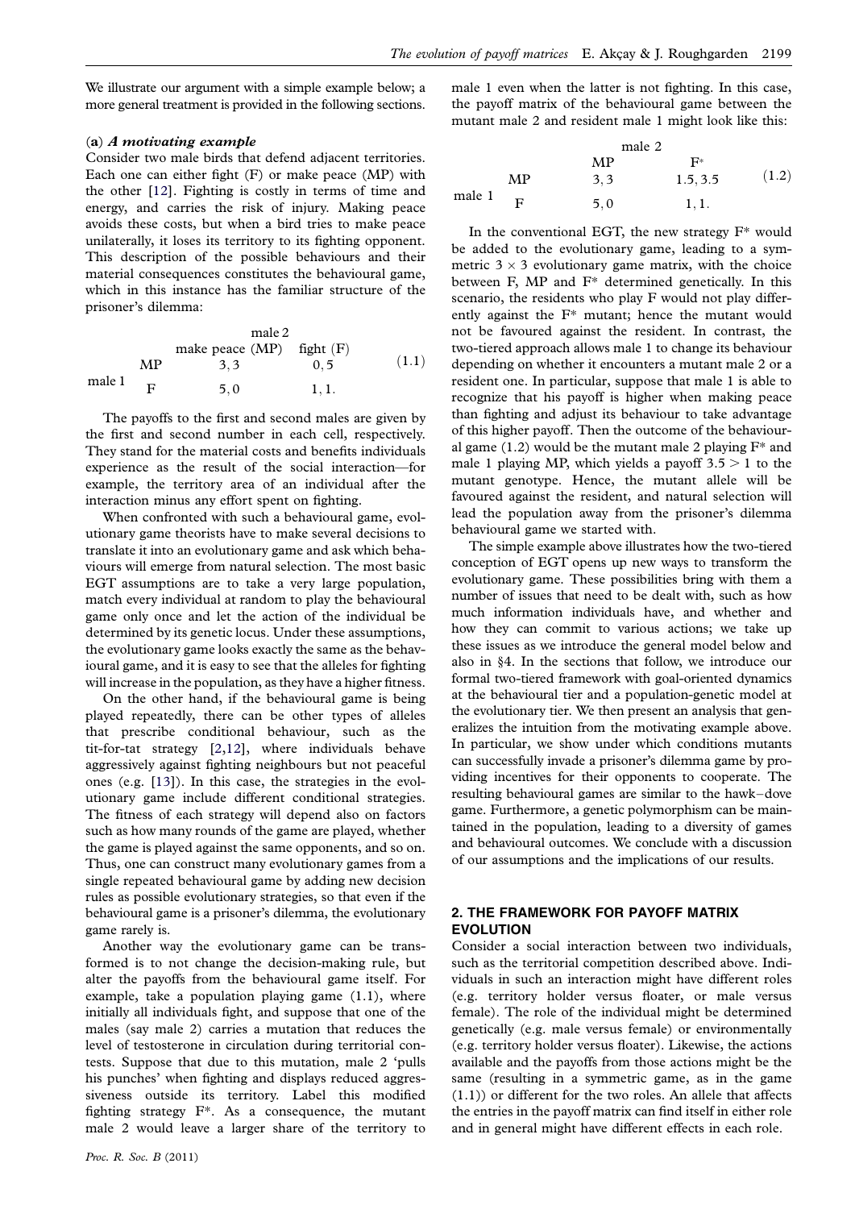We illustrate our argument with a simple example below; a more general treatment is provided in the following sections.

### (a) *A motivating example*

Consider two male birds that defend adjacent territories. Each one can either fight (F) or make peace (MP) with the other [12]. Fighting is costly in terms of time and energy, and carries the risk of injury. Making peace avoids these costs, but when a bird tries to make peace unilaterally, it loses its territory to its fighting opponent. This description of the possible behaviours and their material consequences constitutes the behavioural game, which in this instance has the familiar structure of the prisoner's dilemma:

| | | male 2 | |
|---|---|---|---|
| | | make peace (MP) | fight (F) |
| male 1 | MP | 3, 3 | 0, 5 |
| | F | 5, 0 | 1, 1. |

(1.1)

The payoffs to the first and second males are given by the first and second number in each cell, respectively. They stand for the material costs and benefits individuals experience as the result of the social interaction—for example, the territory area of an individual after the interaction minus any effort spent on fighting.

When confronted with such a behavioural game, evolutionary game theorists have to make several decisions to translate it into an evolutionary game and ask which behaviours will emerge from natural selection. The most basic EGT assumptions are to take a very large population, match every individual at random to play the behavioural game only once and let the action of the individual be determined by its genetic locus. Under these assumptions, the evolutionary game looks exactly the same as the behavioural game, and it is easy to see that the alleles for fighting will increase in the population, as they have a higher fitness.

On the other hand, if the behavioural game is being played repeatedly, there can be other types of alleles that prescribe conditional behaviour, such as the tit-for-tat strategy [2,12], where individuals behave aggressively against fighting neighbours but not peaceful ones (e.g. [13]). In this case, the strategies in the evolutionary game include different conditional strategies. The fitness of each strategy will depend also on factors such as how many rounds of the game are played, whether the game is played against the same opponents, and so on. Thus, one can construct many evolutionary games from a single repeated behavioural game by adding new decision rules as possible evolutionary strategies, so that even if the behavioural game is a prisoner's dilemma, the evolutionary game rarely is.

Another way the evolutionary game can be transformed is to not change the decision-making rule, but alter the payoffs from the behavioural game itself. For example, take a population playing game (1.1), where initially all individuals fight, and suppose that one of the males (say male 2) carries a mutation that reduces the level of testosterone in circulation during territorial contests. Suppose that due to this mutation, male 2 'pulls his punches' when fighting and displays reduced aggressiveness outside its territory. Label this modified fighting strategy F*. As a consequence, the mutant male 2 would leave a larger share of the territory to male 1 even when the latter is not fighting. In this case, the payoff matrix of the behavioural game between the mutant male 2 and resident male 1 might look like this:

| | | male 2 | |
|---|---|---|---|
| | | MP | F* |
| male 1 | MP | 3, 3 | 1.5, 3.5 |
| | F | 5, 0 | 1, 1. |

(1.2)

In the conventional EGT, the new strategy F* would be added to the evolutionary game, leading to a symmetric $3 \times 3$ evolutionary game matrix, with the choice between F, MP and F* determined genetically. In this scenario, the residents who play F would not play differently against the F* mutant; hence the mutant would not be favoured against the resident. In contrast, the two-tiered approach allows male 1 to change its behaviour depending on whether it encounters a mutant male 2 or a resident one. In particular, suppose that male 1 is able to recognize that his payoff is higher when making peace than fighting and adjust its behaviour to take advantage of this higher payoff. Then the outcome of the behavioural game (1.2) would be the mutant male 2 playing F* and male 1 playing MP, which yields a payoff $3.5 > 1$ to the mutant genotype. Hence, the mutant allele will be favoured against the resident, and natural selection will lead the population away from the prisoner's dilemma behavioural game we started with.

The simple example above illustrates how the two-tiered conception of EGT opens up new ways to transform the evolutionary game. These possibilities bring with them a number of issues that need to be dealt with, such as how much information individuals have, and whether and how they can commit to various actions; we take up these issues as we introduce the general model below and also in §4. In the sections that follow, we introduce our formal two-tiered framework with goal-oriented dynamics at the behavioural tier and a population-genetic model at the evolutionary tier. We then present an analysis that generalizes the intuition from the motivating example above. In particular, we show under which conditions mutants can successfully invade a prisoner's dilemma game by providing incentives for their opponents to cooperate. The resulting behavioural games are similar to the hawk–dove game. Furthermore, a genetic polymorphism can be maintained in the population, leading to a diversity of games and behavioural outcomes. We conclude with a discussion of our assumptions and the implications of our results.

## 2. THE FRAMEWORK FOR PAYOFF MATRIX EVOLUTION

Consider a social interaction between two individuals, such as the territorial competition described above. Individuals in such an interaction might have different roles (e.g. territory holder versus floater, or male versus female). The role of the individual might be determined genetically (e.g. male versus female) or environmentally (e.g. territory holder versus floater). Likewise, the actions available and the payoffs from those actions might be the same (resulting in a symmetric game, as in the game (1.1)) or different for the two roles. An allele that affects the entries in the payoff matrix can find itself in either role and in general might have different effects in each role.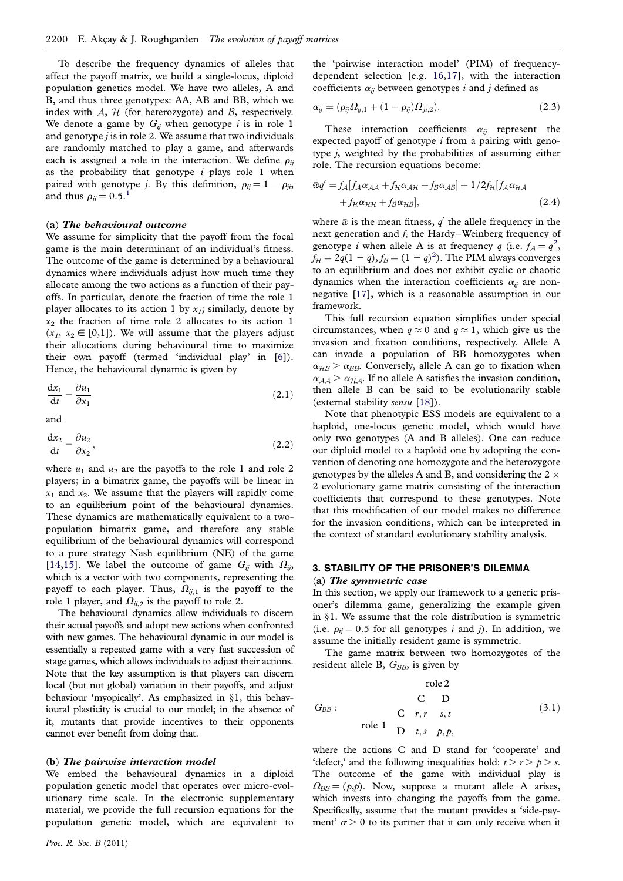To describe the frequency dynamics of alleles that affect the payoff matrix, we build a single-locus, diploid population genetics model. We have two alleles, A and B, and thus three genotypes: AA, AB and BB, which we index with $\mathcal{A}$, $\mathcal{H}$ (for heterozygote) and $\mathcal{B}$, respectively. We denote a game by $G_{ij}$ when genotype $i$ is in role 1 and genotype $j$ is in role 2. We assume that two individuals are randomly matched to play a game, and afterwards each is assigned a role in the interaction. We define $\rho_{ij}$ as the probability that genotype $i$ plays role 1 when paired with genotype $j$. By this definition, $\rho_{ij} = 1 - \rho_{ji}$, and thus $\rho_{ii} = 0.5$.[1]

### (a) *The behavioural outcome*

We assume for simplicity that the payoff from the focal game is the main determinant of an individual's fitness. The outcome of the game is determined by a behavioural dynamics where individuals adjust how much time they allocate among the two actions as a function of their payoffs. In particular, denote the fraction of time the role 1 player allocates to its action 1 by $x_1$; similarly, denote by $x_2$ the fraction of time role 2 allocates to its action 1 ($x_1$, $x_2 \in [0,1]$). We will assume that the players adjust their allocations during behavioural time to maximize their own payoff (termed 'individual play' in [6]). Hence, the behavioural dynamic is given by

$$\frac{dx_1}{dt} = \frac{\partial u_1}{\partial x_1} \tag{2.1}$$

and

$$\frac{dx_2}{dt} = \frac{\partial u_2}{\partial x_2}, \tag{2.2}$$

where $u_1$ and $u_2$ are the payoffs to the role 1 and role 2 players; in a bimatrix game, the payoffs will be linear in $x_1$ and $x_2$. We assume that the players will rapidly come to an equilibrium point of the behavioural dynamics. These dynamics are mathematically equivalent to a two-population bimatrix game, and therefore any stable equilibrium of the behavioural dynamics will correspond to a pure strategy Nash equilibrium (NE) of the game [14,15]. We label the outcome of game $G_{ij}$ with $\Omega_{ij}$, which is a vector with two components, representing the payoff to each player. Thus, $\Omega_{ij,1}$ is the payoff to the role 1 player, and $\Omega_{ij,2}$ is the payoff to role 2.

The behavioural dynamics allow individuals to discern their actual payoffs and adopt new actions when confronted with new games. The behavioural dynamic in our model is essentially a repeated game with a very fast succession of stage games, which allows individuals to adjust their actions. Note that the key assumption is that players can discern local (but not global) variation in their payoffs, and adjust behaviour 'myopically'. As emphasized in §1, this behavioural plasticity is crucial to our model; in the absence of it, mutants that provide incentives to their opponents cannot ever benefit from doing that.

### (b) *The pairwise interaction model*

We embed the behavioural dynamics in a diploid population genetic model that operates over micro-evolutionary time scale. In the electronic supplementary material, we provide the full recursion equations for the population genetic model, which are equivalent to the 'pairwise interaction model' (PIM) of frequency-dependent selection [e.g. 16,17], with the interaction coefficients $\alpha_{ij}$ between genotypes $i$ and $j$ defined as

$$\alpha_{ij} = (\rho_{ij}\Omega_{ij,1} + (1 - \rho_{ij})\Omega_{ji,2}). \tag{2.3}$$

These interaction coefficients $\alpha_{ij}$ represent the expected payoff of genotype $i$ from a pairing with genotype $j$, weighted by the probabilities of assuming either role. The recursion equations become:

$$\bar{w}q' = f_{\mathcal{A}}[f_{\mathcal{A}}\alpha_{\mathcal{AA}} + f_{\mathcal{H}}\alpha_{\mathcal{AH}} + f_{\mathcal{B}}\alpha_{\mathcal{AB}}] + 1/2 f_{\mathcal{H}}[f_{\mathcal{A}}\alpha_{\mathcal{HA}} + f_{\mathcal{H}}\alpha_{\mathcal{HH}} + f_{\mathcal{B}}\alpha_{\mathcal{HB}}], \tag{2.4}$$

where $\bar{w}$ is the mean fitness, $q'$ the allele frequency in the next generation and $f_i$ the Hardy–Weinberg frequency of genotype $i$ when allele A is at frequency $q$ (i.e. $f_{\mathcal{A}} = q^2$, $f_{\mathcal{H}} = 2q(1-q)$, $f_{\mathcal{B}} = (1-q)^2$). The PIM always converges to an equilibrium and does not exhibit cyclic or chaotic dynamics when the interaction coefficients $\alpha_{ij}$ are non-negative [17], which is a reasonable assumption in our framework.

This full recursion equation simplifies under special circumstances, when $q \approx 0$ and $q \approx 1$, which give us the invasion and fixation conditions, respectively. Allele A can invade a population of BB homozygotes when $\alpha_{\mathcal{HB}} > \alpha_{\mathcal{BB}}$. Conversely, allele A can go to fixation when $\alpha_{\mathcal{AA}} > \alpha_{\mathcal{HA}}$. If no allele A satisfies the invasion condition, then allele B can be said to be evolutionarily stable (external stability *sensu* [18]).

Note that phenotypic ESS models are equivalent to a haploid, one-locus genetic model, which would have only two genotypes (A and B alleles). One can reduce our diploid model to a haploid one by adopting the convention of denoting one homozygote and the heterozygote genotypes by the alleles A and B, and considering the $2 \times 2$ evolutionary game matrix consisting of the interaction coefficients that correspond to these genotypes. Note that this modification of our model makes no difference for the invasion conditions, which can be interpreted in the context of standard evolutionary stability analysis.

## 3. STABILITY OF THE PRISONER'S DILEMMA

### (a) *The symmetric case*

In this section, we apply our framework to a generic prisoner's dilemma game, generalizing the example given in §1. We assume that the role distribution is symmetric (i.e. $\rho_{ij} = 0.5$ for all genotypes $i$ and $j$). In addition, we assume the initially resident game is symmetric.

The game matrix between two homozygotes of the resident allele B, $G_{\mathcal{BB}}$, is given by

$G_{\mathcal{BB}}$: (3.1)

| | | role 2 | |
|---|---|---|---|
| | | C | D |
| role 1 | C | $r, r$ | $s, t$ |
| | D | $t, s$ | $p, p,$ |

where the actions C and D stand for 'cooperate' and 'defect,' and the following inequalities hold: $t > r > p > s$. The outcome of the game with individual play is $\Omega_{\mathcal{BB}} = (p,p)$. Now, suppose a mutant allele A arises, which invests into changing the payoffs from the game. Specifically, assume that the mutant provides a 'side-payment' $\sigma > 0$ to its partner that it can only receive when it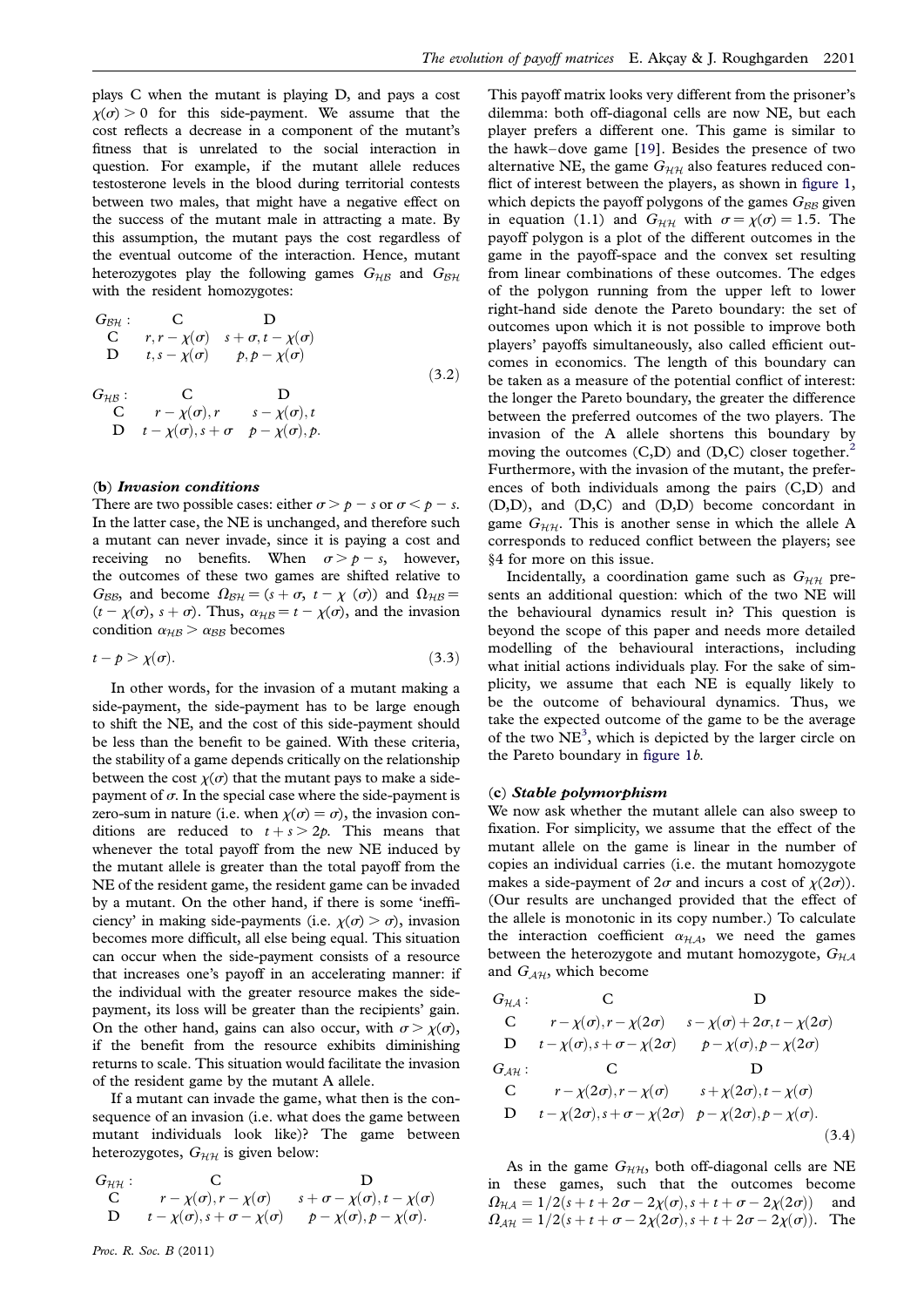plays C when the mutant is playing D, and pays a cost $\chi(\sigma) > 0$ for this side-payment. We assume that the cost reflects a decrease in a component of the mutant's fitness that is unrelated to the social interaction in question. For example, if the mutant allele reduces testosterone levels in the blood during territorial contests between two males, that might have a negative effect on the success of the mutant male in attracting a mate. By this assumption, the mutant pays the cost regardless of the eventual outcome of the interaction. Hence, mutant heterozygotes play the following games $G_{\mathcal{HB}}$ and $G_{\mathcal{BH}}$ with the resident homozygotes:

$$
\begin{array}{lll}
G_{\mathcal{BH}}: & \text{C} & \text{D} \\
\text{C} & r, r-\chi(\sigma) & s+\sigma, t-\chi(\sigma) \\
\text{D} & t, s-\chi(\sigma) & p, p-\chi(\sigma)
\end{array}
$$

$$
\begin{array}{lll}
G_{\mathcal{HB}}: & \text{C} & \text{D} \\
\text{C} & r-\chi(\sigma), r & s-\chi(\sigma), t \\
\text{D} & t-\chi(\sigma), s+\sigma & p-\chi(\sigma), p.
\end{array}
\tag{3.2}
$$

### (b) *Invasion conditions*

There are two possible cases: either $\sigma > p - s$ or $\sigma < p - s$. In the latter case, the NE is unchanged, and therefore such a mutant can never invade, since it is paying a cost and receiving no benefits. When $\sigma > p - s$, however, the outcomes of these two games are shifted relative to $G_{\mathcal{BB}}$, and become $\Omega_{\mathcal{BH}} = (s+\sigma,\ t-\chi(\sigma))$ and $\Omega_{\mathcal{HB}} = (t-\chi(\sigma),\ s+\sigma)$. Thus, $\alpha_{\mathcal{HB}} = t - \chi(\sigma)$, and the invasion condition $\alpha_{\mathcal{HB}} > \alpha_{\mathcal{BB}}$ becomes

$$
t - p > \chi(\sigma). \tag{3.3}
$$

In other words, for the invasion of a mutant making a side-payment, the side-payment has to be large enough to shift the NE, and the cost of this side-payment should be less than the benefit to be gained. With these criteria, the stability of a game depends critically on the relationship between the cost $\chi(\sigma)$ that the mutant pays to make a side-payment of $\sigma$. In the special case where the side-payment is zero-sum in nature (i.e. when $\chi(\sigma) = \sigma$), the invasion conditions are reduced to $t + s > 2p$. This means that whenever the total payoff from the new NE induced by the mutant allele is greater than the total payoff from the NE of the resident game, the resident game can be invaded by a mutant. On the other hand, if there is some 'inefficiency' in making side-payments (i.e. $\chi(\sigma) > \sigma$), invasion becomes more difficult, all else being equal. This situation can occur when the side-payment consists of a resource that increases one's payoff in an accelerating manner: if the individual with the greater resource makes the side-payment, its loss will be greater than the recipients' gain. On the other hand, gains can also occur, with $\sigma > \chi(\sigma)$, if the benefit from the resource exhibits diminishing returns to scale. This situation would facilitate the invasion of the resident game by the mutant A allele.

If a mutant can invade the game, what then is the consequence of an invasion (i.e. what does the game between mutant individuals look like)? The game between heterozygotes, $G_{\mathcal{HH}}$ is given below:

$$
\begin{array}{lll}
G_{\mathcal{HH}}: & \text{C} & \text{D} \\
\text{C} & r-\chi(\sigma), r-\chi(\sigma) & s+\sigma-\chi(\sigma), t-\chi(\sigma) \\
\text{D} & t-\chi(\sigma), s+\sigma-\chi(\sigma) & p-\chi(\sigma), p-\chi(\sigma).
\end{array}
$$

This payoff matrix looks very different from the prisoner's dilemma: both off-diagonal cells are now NE, but each player prefers a different one. This game is similar to the hawk–dove game [19]. Besides the presence of two alternative NE, the game $G_{\mathcal{HH}}$ also features reduced conflict of interest between the players, as shown in figure 1, which depicts the payoff polygons of the games $G_{\mathcal{BB}}$ given in equation (1.1) and $G_{\mathcal{HH}}$ with $\sigma = \chi(\sigma) = 1.5$. The payoff polygon is a plot of the different outcomes in the game in the payoff-space and the convex set resulting from linear combinations of these outcomes. The edges of the polygon running from the upper left to lower right-hand side denote the Pareto boundary: the set of outcomes upon which it is not possible to improve both players' payoffs simultaneously, also called efficient outcomes in economics. The length of this boundary can be taken as a measure of the potential conflict of interest: the longer the Pareto boundary, the greater the difference between the preferred outcomes of the two players. The invasion of the A allele shortens this boundary by moving the outcomes (C,D) and (D,C) closer together.[2] Furthermore, with the invasion of the mutant, the preferences of both individuals among the pairs (C,D) and (D,D), and (D,C) and (D,D) become concordant in game $G_{\mathcal{HH}}$. This is another sense in which the allele A corresponds to reduced conflict between the players; see §4 for more on this issue.

Incidentally, a coordination game such as $G_{\mathcal{HH}}$ presents an additional question: which of the two NE will the behavioural dynamics result in? This question is beyond the scope of this paper and needs more detailed modelling of the behavioural interactions, including what initial actions individuals play. For the sake of simplicity, we assume that each NE is equally likely to be the outcome of behavioural dynamics. Thus, we take the expected outcome of the game to be the average of the two NE[3], which is depicted by the larger circle on the Pareto boundary in figure 1*b*.

### (c) *Stable polymorphism*

We now ask whether the mutant allele can also sweep to fixation. For simplicity, we assume that the effect of the mutant allele on the game is linear in the number of copies an individual carries (i.e. the mutant homozygote makes a side-payment of $2\sigma$ and incurs a cost of $\chi(2\sigma)$). (Our results are unchanged provided that the effect of the allele is monotonic in its copy number.) To calculate the interaction coefficient $\alpha_{\mathcal{HA}}$, we need the games between the heterozygote and mutant homozygote, $G_{\mathcal{HA}}$ and $G_{\mathcal{AH}}$, which become

$$
\begin{array}{lll}
G_{\mathcal{HA}}: & \text{C} & \text{D} \\
\text{C} & r-\chi(\sigma), r-\chi(2\sigma) & s-\chi(\sigma)+2\sigma, t-\chi(2\sigma) \\
\text{D} & t-\chi(\sigma), s+\sigma-\chi(2\sigma) & p-\chi(\sigma), p-\chi(2\sigma) \\
G_{\mathcal{AH}}: & \text{C} & \text{D} \\
\text{C} & r-\chi(2\sigma), r-\chi(\sigma) & s+\chi(2\sigma), t-\chi(\sigma) \\
\text{D} & t-\chi(2\sigma), s+\sigma-\chi(2\sigma) & p-\chi(2\sigma), p-\chi(\sigma).
\end{array}
\tag{3.4}
$$

As in the game $G_{\mathcal{HH}}$, both off-diagonal cells are NE in these games, such that the outcomes become $\Omega_{\mathcal{HA}} = 1/2(s+t+2\sigma-2\chi(\sigma), s+t+\sigma-2\chi(2\sigma))$ and $\Omega_{\mathcal{AH}} = 1/2(s+t+\sigma-2\chi(2\sigma), s+t+2\sigma-2\chi(\sigma))$. The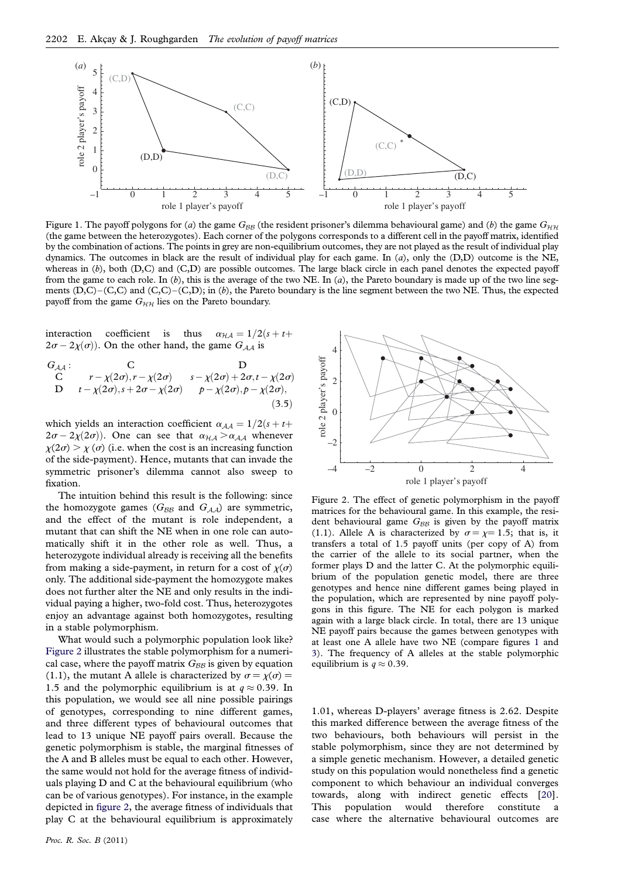Figure 1. The payoff polygons for (*a*) the game $G_{\mathcal{BB}}$ (the resident prisoner's dilemma behavioural game) and (*b*) the game $G_{\mathcal{HH}}$ (the game between the heterozygotes). Each corner of the polygons corresponds to a different cell in the payoff matrix, identified by the combination of actions. The points in grey are non-equilibrium outcomes, they are not played as the result of individual play dynamics. The outcomes in black are the result of individual play for each game. In (*a*), only the (D,D) outcome is the NE, whereas in (*b*), both (D,C) and (C,D) are possible outcomes. The large black circle in each panel denotes the expected payoff from the game to each role. In (*b*), this is the average of the two NE. In (*a*), the Pareto boundary is made up of the two line segments (D,C)–(C,C) and (C,C)–(C,D); in (*b*), the Pareto boundary is the line segment between the two NE. Thus, the expected payoff from the game $G_{\mathcal{HH}}$ lies on the Pareto boundary.

interaction coefficient is thus $\alpha_{\mathcal{HA}} = 1/2(s+t+2\sigma-2\chi(\sigma))$. On the other hand, the game $G_{\mathcal{AA}}$ is

$$
\begin{array}{lll}
G_{\mathcal{AA}}: & \text{C} & \text{D} \\
\text{C} & r-\chi(2\sigma), r-\chi(2\sigma) & s-\chi(2\sigma)+2\sigma, t-\chi(2\sigma) \\
\text{D} & t-\chi(2\sigma), s+2\sigma-\chi(2\sigma) & p-\chi(2\sigma), p-\chi(2\sigma),
\end{array}
\tag{3.5}
$$

which yields an interaction coefficient $\alpha_{\mathcal{AA}} = 1/2(s+t+2\sigma-2\chi(2\sigma))$. One can see that $\alpha_{\mathcal{HA}} > \alpha_{\mathcal{AA}}$ whenever $\chi(2\sigma) > \chi(\sigma)$ (i.e. when the cost is an increasing function of the side-payment). Hence, mutants that can invade the symmetric prisoner's dilemma cannot also sweep to fixation.

The intuition behind this result is the following: since the homozygote games ($G_{\mathcal{BB}}$ and $G_{\mathcal{AA}}$) are symmetric, and the effect of the mutant is role independent, a mutant that can shift the NE when in one role can automatically shift it in the other role as well. Thus, a heterozygote individual already is receiving all the benefits from making a side-payment, in return for a cost of $\chi(\sigma)$ only. The additional side-payment the homozygote makes does not further alter the NE and only results in the individual paying a higher, two-fold cost. Thus, heterozygotes enjoy an advantage against both homozygotes, resulting in a stable polymorphism.

What would such a polymorphic population look like? Figure 2 illustrates the stable polymorphism for a numerical case, where the payoff matrix $G_{\mathcal{BB}}$ is given by equation (1.1), the mutant A allele is characterized by $\sigma = \chi(\sigma) = 1.5$ and the polymorphic equilibrium is at $q \approx 0.39$. In this population, we would see all nine possible pairings of genotypes, corresponding to nine different games, and three different types of behavioural outcomes that lead to 13 unique NE payoff pairs overall. Because the genetic polymorphism is stable, the marginal fitnesses of the A and B alleles must be equal to each other. However, the same would not hold for the average fitness of individuals playing D and C at the behavioural equilibrium (who can be of various genotypes). For instance, in the example depicted in figure 2, the average fitness of individuals that play C at the behavioural equilibrium is approximately 1.01, whereas D-players' average fitness is 2.62. Despite this marked difference between the average fitness of the two behaviours, both behaviours will persist in the stable polymorphism, since they are not determined by a simple genetic mechanism. However, a detailed genetic study on this population would nonetheless find a genetic component to which behaviour an individual converges towards, along with indirect genetic effects [20]. This population would therefore constitute a case where the alternative behavioural outcomes are

Figure 2. The effect of genetic polymorphism in the payoff matrices for the behavioural game. In this example, the resident behavioural game $G_{\mathcal{BB}}$ is given by the payoff matrix (1.1). Allele A is characterized by $\sigma = \chi = 1.5$; that is, it transfers a total of 1.5 payoff units (per copy of A) from the carrier of the allele to its social partner, when the former plays D and the latter C. At the polymorphic equilibrium of the population genetic model, there are three genotypes and hence nine different games being played in the population, which are represented by nine payoff polygons in this figure. The NE for each polygon is marked again with a large black circle. In total, there are 13 unique NE payoff pairs because the games between genotypes with at least one A allele have two NE (compare figures 1 and 3). The frequency of A alleles at the stable polymorphic equilibrium is $q \approx 0.39$.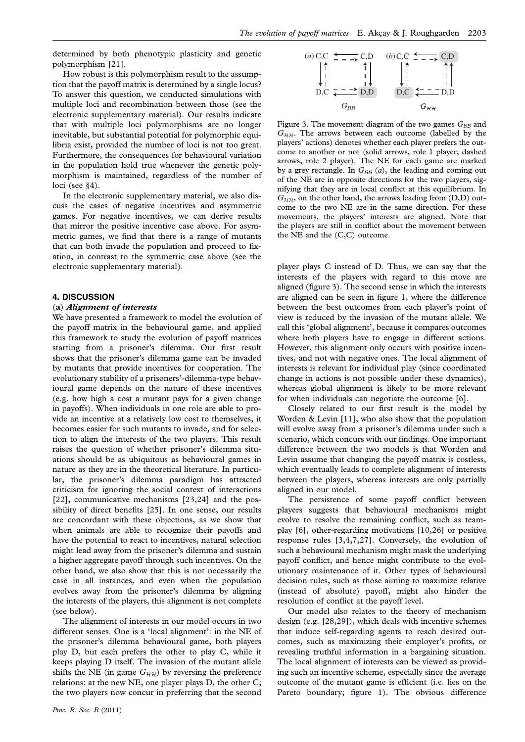determined by both phenotypic plasticity and genetic polymorphism [21].

How robust is this polymorphism result to the assumption that the payoff matrix is determined by a single locus? To answer this question, we conducted simulations with multiple loci and recombination between those (see the electronic supplementary material). Our results indicate that with multiple loci polymorphisms are no longer inevitable, but substantial potential for polymorphic equilibria exist, provided the number of loci is not too great. Furthermore, the consequences for behavioural variation in the population hold true whenever the genetic polymorphism is maintained, regardless of the number of loci (see §4).

In the electronic supplementary material, we also discuss the cases of negative incentives and asymmetric games. For negative incentives, we can derive results that mirror the positive incentive case above. For asymmetric games, we find that there is a range of mutants that can both invade the population and proceed to fixation, in contrast to the symmetric case above (see the electronic supplementary material).

## 4. DISCUSSION

### (a) *Alignment of interests*

We have presented a framework to model the evolution of the payoff matrix in the behavioural game, and applied this framework to study the evolution of payoff matrices starting from a prisoner's dilemma. Our first result shows that the prisoner's dilemma game can be invaded by mutants that provide incentives for cooperation. The evolutionary stability of a prisoners'-dilemma-type behavioural game depends on the nature of these incentives (e.g. how high a cost a mutant pays for a given change in payoffs). When individuals in one role are able to provide an incentive at a relatively low cost to themselves, it becomes easier for such mutants to invade, and for selection to align the interests of the two players. This result raises the question of whether prisoner's dilemma situations should be as ubiquitous as behavioural games in nature as they are in the theoretical literature. In particular, the prisoner's dilemma paradigm has attracted criticism for ignoring the social context of interactions [22], communicative mechanisms [23,24] and the possibility of direct benefits [25]. In one sense, our results are concordant with these objections, as we show that when animals are able to recognize their payoffs and have the potential to react to incentives, natural selection might lead away from the prisoner's dilemma and sustain a higher aggregate payoff through such incentives. On the other hand, we also show that this is not necessarily the case in all instances, and even when the population evolves away from the prisoner's dilemma by aligning the interests of the players, this alignment is not complete (see below).

The alignment of interests in our model occurs in two different senses. One is a 'local alignment': in the NE of the prisoner's dilemma behavioural game, both players play D, but each prefers the other to play C, while it keeps playing D itself. The invasion of the mutant allele shifts the NE (in game $G_{\mathcal{HH}}$) by reversing the preference relations: at the new NE, one player plays D, the other C; the two players now concur in preferring that the second

(a) C,C  C,D  D,C  D,D  $G_{\mathcal{BB}}$

(b) C,C  C,D  D,C  D,D  $G_{\mathcal{HH}}$

Figure 3. The movement diagram of the two games $G_{\mathcal{BB}}$ and $G_{\mathcal{HH}}$. The arrows between each outcome (labelled by the players' actions) denotes whether each player prefers the outcome to another or not (solid arrows, role 1 player; dashed arrows, role 2 player). The NE for each game are marked by a grey rectangle. In $G_{\mathcal{BB}}$ (*a*), the leading and coming out of the NE are in opposite directions for the two players, signifying that they are in local conflict at this equilibrium. In $G_{\mathcal{HH}}$, on the other hand, the arrows leading from (D,D) outcome to the two NE are in the same direction. For these movements, the players' interests are aligned. Note that the players are still in conflict about the movement between the NE and the (C,C) outcome.

player plays C instead of D. Thus, we can say that the interests of the players with regard to this move are aligned (figure 3). The second sense in which the interests are aligned can be seen in figure 1, where the difference between the best outcomes from each player's point of view is reduced by the invasion of the mutant allele. We call this 'global alignment', because it compares outcomes where both players have to engage in different actions. However, this alignment only occurs with positive incentives, and not with negative ones. The local alignment of interests is relevant for individual play (since coordinated change in actions is not possible under these dynamics), whereas global alignment is likely to be more relevant for when individuals can negotiate the outcome [6].

Closely related to our first result is the model by Worden & Levin [11], who also show that the population will evolve away from a prisoner's dilemma under such a scenario, which concurs with our findings. One important difference between the two models is that Worden and Levin assume that changing the payoff matrix is costless, which eventually leads to complete alignment of interests between the players, whereas interests are only partially aligned in our model.

The persistence of some payoff conflict between players suggests that behavioural mechanisms might evolve to resolve the remaining conflict, such as teamplay [6], other-regarding motivations [10,26] or positive response rules [3,4,7,27]. Conversely, the evolution of such a behavioural mechanism might mask the underlying payoff conflict, and hence might contribute to the evolutionary maintenance of it. Other types of behavioural decision rules, such as those aiming to maximize relative (instead of absolute) payoff, might also hinder the resolution of conflict at the payoff level.

Our model also relates to the theory of mechanism design (e.g. [28,29]), which deals with incentive schemes that induce self-regarding agents to reach desired outcomes, such as maximizing their employer's profits, or revealing truthful information in a bargaining situation. The local alignment of interests can be viewed as providing such an incentive scheme, especially since the average outcome of the mutant game is efficient (i.e. lies on the Pareto boundary; figure 1). The obvious difference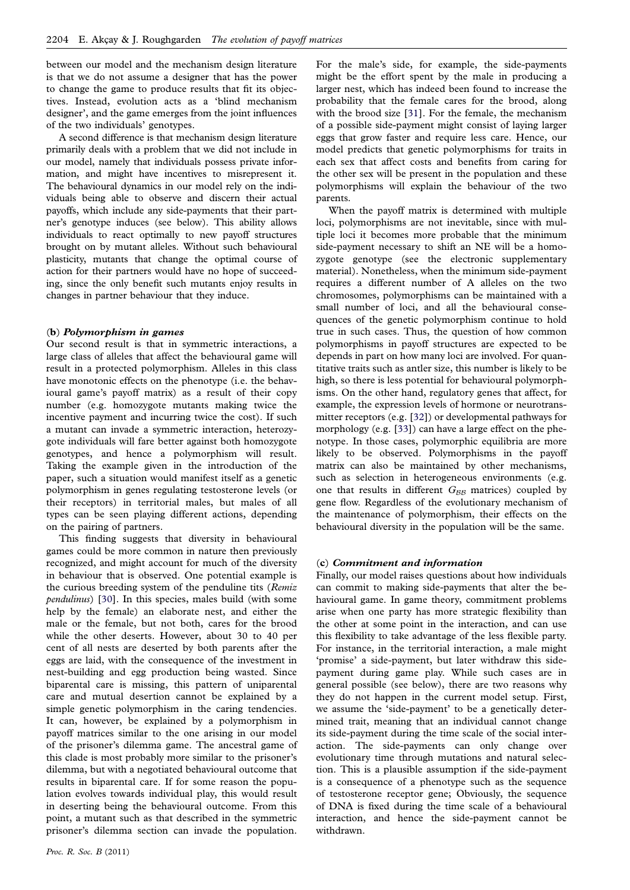between our model and the mechanism design literature is that we do not assume a designer that has the power to change the game to produce results that fit its objectives. Instead, evolution acts as a 'blind mechanism designer', and the game emerges from the joint influences of the two individuals' genotypes.

A second difference is that mechanism design literature primarily deals with a problem that we did not include in our model, namely that individuals possess private information, and might have incentives to misrepresent it. The behavioural dynamics in our model rely on the individuals being able to observe and discern their actual payoffs, which include any side-payments that their partner's genotype induces (see below). This ability allows individuals to react optimally to new payoff structures brought on by mutant alleles. Without such behavioural plasticity, mutants that change the optimal course of action for their partners would have no hope of succeeding, since the only benefit such mutants enjoy results in changes in partner behaviour that they induce.

### (b) *Polymorphism in games*

Our second result is that in symmetric interactions, a large class of alleles that affect the behavioural game will result in a protected polymorphism. Alleles in this class have monotonic effects on the phenotype (i.e. the behavioural game's payoff matrix) as a result of their copy number (e.g. homozygote mutants making twice the incentive payment and incurring twice the cost). If such a mutant can invade a symmetric interaction, heterozygote individuals will fare better against both homozygote genotypes, and hence a polymorphism will result. Taking the example given in the introduction of the paper, such a situation would manifest itself as a genetic polymorphism in genes regulating testosterone levels (or their receptors) in territorial males, but males of all types can be seen playing different actions, depending on the pairing of partners.

This finding suggests that diversity in behavioural games could be more common in nature then previously recognized, and might account for much of the diversity in behaviour that is observed. One potential example is the curious breeding system of the penduline tits (*Remiz pendulinus*) [30]. In this species, males build (with some help by the female) an elaborate nest, and either the male or the female, but not both, cares for the brood while the other deserts. However, about 30 to 40 per cent of all nests are deserted by both parents after the eggs are laid, with the consequence of the investment in nest-building and egg production being wasted. Since biparental care is missing, this pattern of uniparental care and mutual desertion cannot be explained by a simple genetic polymorphism in the caring tendencies. It can, however, be explained by a polymorphism in payoff matrices similar to the one arising in our model of the prisoner's dilemma game. The ancestral game of this clade is most probably more similar to the prisoner's dilemma, but with a negotiated behavioural outcome that results in biparental care. If for some reason the population evolves towards individual play, this would result in deserting being the behavioural outcome. From this point, a mutant such as that described in the symmetric prisoner's dilemma section can invade the population. For the male's side, for example, the side-payments might be the effort spent by the male in producing a larger nest, which has indeed been found to increase the probability that the female cares for the brood, along with the brood size [31]. For the female, the mechanism of a possible side-payment might consist of laying larger eggs that grow faster and require less care. Hence, our model predicts that genetic polymorphisms for traits in each sex that affect costs and benefits from caring for the other sex will be present in the population and these polymorphisms will explain the behaviour of the two parents.

When the payoff matrix is determined with multiple loci, polymorphisms are not inevitable, since with multiple loci it becomes more probable that the minimum side-payment necessary to shift an NE will be a homozygote genotype (see the electronic supplementary material). Nonetheless, when the minimum side-payment requires a different number of A alleles on the two chromosomes, polymorphisms can be maintained with a small number of loci, and all the behavioural consequences of the genetic polymorphism continue to hold true in such cases. Thus, the question of how common polymorphisms in payoff structures are expected to be depends in part on how many loci are involved. For quantitative traits such as antler size, this number is likely to be high, so there is less potential for behavioural polymorphisms. On the other hand, regulatory genes that affect, for example, the expression levels of hormone or neurotransmitter receptors (e.g. [32]) or developmental pathways for morphology (e.g. [33]) can have a large effect on the phenotype. In those cases, polymorphic equilibria are more likely to be observed. Polymorphisms in the payoff matrix can also be maintained by other mechanisms, such as selection in heterogeneous environments (e.g. one that results in different $G_{BB}$ matrices) coupled by gene flow. Regardless of the evolutionary mechanism of the maintenance of polymorphism, their effects on the behavioural diversity in the population will be the same.

### (c) *Commitment and information*

Finally, our model raises questions about how individuals can commit to making side-payments that alter the behavioural game. In game theory, commitment problems arise when one party has more strategic flexibility than the other at some point in the interaction, and can use this flexibility to take advantage of the less flexible party. For instance, in the territorial interaction, a male might 'promise' a side-payment, but later withdraw this side-payment during game play. While such cases are in general possible (see below), there are two reasons why they do not happen in the current model setup. First, we assume the 'side-payment' to be a genetically determined trait, meaning that an individual cannot change its side-payment during the time scale of the social interaction. The side-payments can only change over evolutionary time through mutations and natural selection. This is a plausible assumption if the side-payment is a consequence of a phenotype such as the sequence of testosterone receptor gene; Obviously, the sequence of DNA is fixed during the time scale of a behavioural interaction, and hence the side-payment cannot be withdrawn.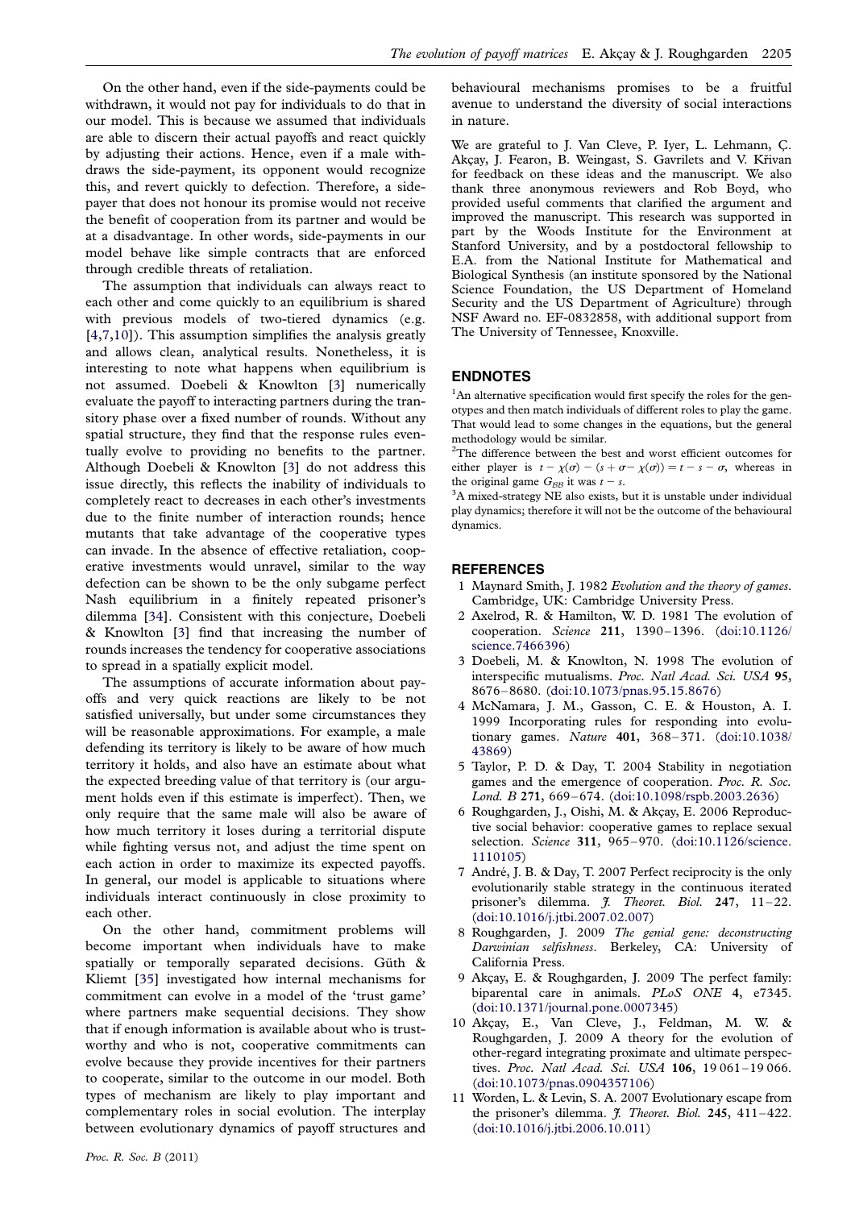On the other hand, even if the side-payments could be withdrawn, it would not pay for individuals to do that in our model. This is because we assumed that individuals are able to discern their actual payoffs and react quickly by adjusting their actions. Hence, even if a male withdraws the side-payment, its opponent would recognize this, and revert quickly to defection. Therefore, a side-payer that does not honour its promise would not receive the benefit of cooperation from its partner and would be at a disadvantage. In other words, side-payments in our model behave like simple contracts that are enforced through credible threats of retaliation.

The assumption that individuals can always react to each other and come quickly to an equilibrium is shared with previous models of two-tiered dynamics (e.g. [4,7,10]). This assumption simplifies the analysis greatly and allows clean, analytical results. Nonetheless, it is interesting to note what happens when equilibrium is not assumed. Doebeli & Knowlton [3] numerically evaluate the payoff to interacting partners during the transitory phase over a fixed number of rounds. Without any spatial structure, they find that the response rules eventually evolve to providing no benefits to the partner. Although Doebeli & Knowlton [3] do not address this issue directly, this reflects the inability of individuals to completely react to decreases in each other's investments due to the finite number of interaction rounds; hence mutants that take advantage of the cooperative types can invade. In the absence of effective retaliation, cooperative investments would unravel, similar to the way defection can be shown to be the only subgame perfect Nash equilibrium in a finitely repeated prisoner's dilemma [34]. Consistent with this conjecture, Doebeli & Knowlton [3] find that increasing the number of rounds increases the tendency for cooperative associations to spread in a spatially explicit model.

The assumptions of accurate information about payoffs and very quick reactions are likely to be not satisfied universally, but under some circumstances they will be reasonable approximations. For example, a male defending its territory is likely to be aware of how much territory it holds, and also have an estimate about what the expected breeding value of that territory is (our argument holds even if this estimate is imperfect). Then, we only require that the same male will also be aware of how much territory it loses during a territorial dispute while fighting versus not, and adjust the time spent on each action in order to maximize its expected payoffs. In general, our model is applicable to situations where individuals interact continuously in close proximity to each other.

On the other hand, commitment problems will become important when individuals have to make spatially or temporally separated decisions. Güth & Kliemt [35] investigated how internal mechanisms for commitment can evolve in a model of the 'trust game' where partners make sequential decisions. They show that if enough information is available about who is trustworthy and who is not, cooperative commitments can evolve because they provide incentives for their partners to cooperate, similar to the outcome in our model. Both types of mechanism are likely to play important and complementary roles in social evolution. The interplay between evolutionary dynamics of payoff structures and behavioural mechanisms promises to be a fruitful avenue to understand the diversity of social interactions in nature.

We are grateful to J. Van Cleve, P. Iyer, L. Lehmann, Ç. Akçay, J. Fearon, B. Weingast, S. Gavrilets and V. Křivan for feedback on these ideas and the manuscript. We also thank three anonymous reviewers and Rob Boyd, who provided useful comments that clarified the argument and improved the manuscript. This research was supported in part by the Woods Institute for the Environment at Stanford University, and by a postdoctoral fellowship to E.A. from the National Institute for Mathematical and Biological Synthesis (an institute sponsored by the National Science Foundation, the US Department of Homeland Security and the US Department of Agriculture) through NSF Award no. EF-0832858, with additional support from The University of Tennessee, Knoxville.

## ENDNOTES

[1] An alternative specification would first specify the roles for the genotypes and then match individuals of different roles to play the game. That would lead to some changes in the equations, but the general methodology would be similar.

[2] The difference between the best and worst efficient outcomes for either player is $t - \chi(\sigma) - (s + \sigma - \chi(\sigma)) = t - s - \sigma$, whereas in the original game $G_{BB}$ it was $t - s$.

[3] A mixed-strategy NE also exists, but it is unstable under individual play dynamics; therefore it will not be the outcome of the behavioural dynamics.

## REFERENCES

1 Maynard Smith, J. 1982 *Evolution and the theory of games*. Cambridge, UK: Cambridge University Press.

2 Axelrod, R. & Hamilton, W. D. 1981 The evolution of cooperation. *Science* **211**, 1390–1396. (doi:10.1126/science.7466396)

3 Doebeli, M. & Knowlton, N. 1998 The evolution of interspecific mutualisms. *Proc. Natl Acad. Sci. USA* **95**, 8676–8680. (doi:10.1073/pnas.95.15.8676)

4 McNamara, J. M., Gasson, C. E. & Houston, A. I. 1999 Incorporating rules for responding into evolutionary games. *Nature* **401**, 368–371. (doi:10.1038/43869)

5 Taylor, P. D. & Day, T. 2004 Stability in negotiation games and the emergence of cooperation. *Proc. R. Soc. Lond. B* **271**, 669–674. (doi:10.1098/rspb.2003.2636)

6 Roughgarden, J., Oishi, M. & Akçay, E. 2006 Reproductive social behavior: cooperative games to replace sexual selection. *Science* **311**, 965–970. (doi:10.1126/science.1110105)

7 André, J. B. & Day, T. 2007 Perfect reciprocity is the only evolutionarily stable strategy in the continuous iterated prisoner's dilemma. *J. Theoret. Biol.* **247**, 11–22. (doi:10.1016/j.jtbi.2007.02.007)

8 Roughgarden, J. 2009 *The genial gene: deconstructing Darwinian selfishness*. Berkeley, CA: University of California Press.

9 Akçay, E. & Roughgarden, J. 2009 The perfect family: biparental care in animals. *PLoS ONE* **4**, e7345. (doi:10.1371/journal.pone.0007345)

10 Akçay, E., Van Cleve, J., Feldman, M. W. & Roughgarden, J. 2009 A theory for the evolution of other-regard integrating proximate and ultimate perspectives. *Proc. Natl Acad. Sci. USA* **106**, 19 061–19 066. (doi:10.1073/pnas.0904357106)

11 Worden, L. & Levin, S. A. 2007 Evolutionary escape from the prisoner's dilemma. *J. Theoret. Biol.* **245**, 411–422. (doi:10.1016/j.jtbi.2006.10.011)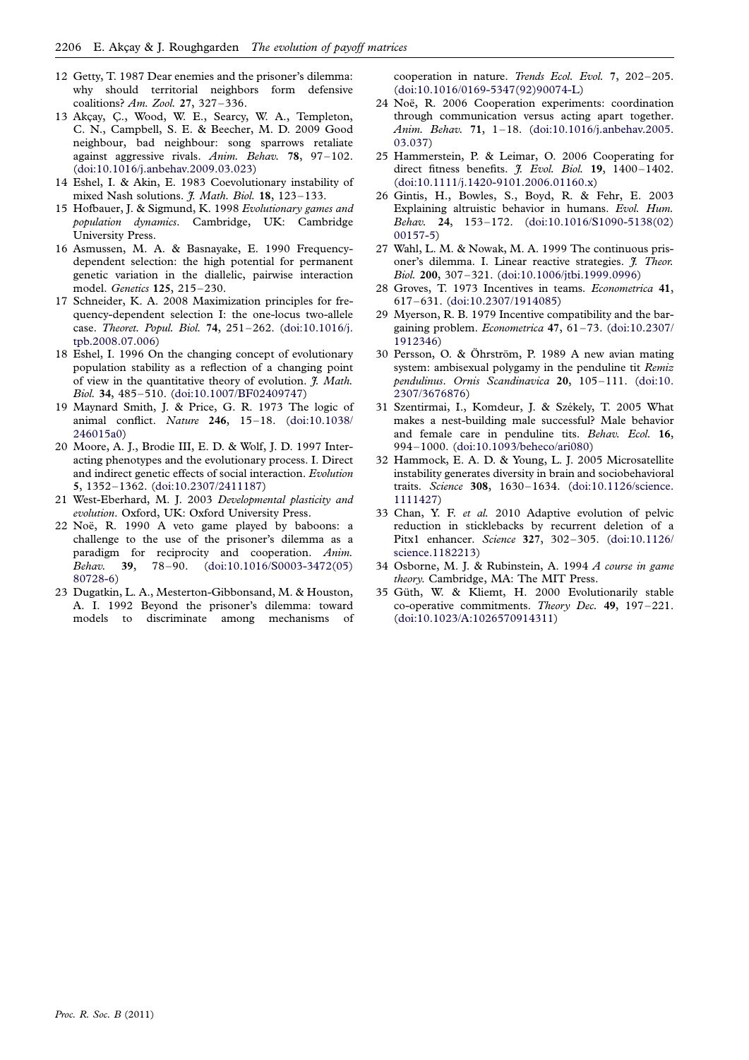12 Getty, T. 1987 Dear enemies and the prisoner's dilemma: why should territorial neighbors form defensive coalitions? *Am. Zool.* **27**, 327–336.

13 Akçay, Ç., Wood, W. E., Searcy, W. A., Templeton, C. N., Campbell, S. E. & Beecher, M. D. 2009 Good neighbour, bad neighbour: song sparrows retaliate against aggressive rivals. *Anim. Behav.* **78**, 97–102. (doi:10.1016/j.anbehav.2009.03.023)

14 Eshel, I. & Akin, E. 1983 Coevolutionary instability of mixed Nash solutions. *J. Math. Biol.* **18**, 123–133.

15 Hofbauer, J. & Sigmund, K. 1998 *Evolutionary games and population dynamics*. Cambridge, UK: Cambridge University Press.

16 Asmussen, M. A. & Basnayake, E. 1990 Frequency-dependent selection: the high potential for permanent genetic variation in the diallelic, pairwise interaction model. *Genetics* **125**, 215–230.

17 Schneider, K. A. 2008 Maximization principles for frequency-dependent selection I: the one-locus two-allele case. *Theoret. Popul. Biol.* **74**, 251–262. (doi:10.1016/j.tpb.2008.07.006)

18 Eshel, I. 1996 On the changing concept of evolutionary population stability as a reflection of a changing point of view in the quantitative theory of evolution. *J. Math. Biol.* **34**, 485–510. (doi:10.1007/BF02409747)

19 Maynard Smith, J. & Price, G. R. 1973 The logic of animal conflict. *Nature* **246**, 15–18. (doi:10.1038/246015a0)

20 Moore, A. J., Brodie III, E. D. & Wolf, J. D. 1997 Interacting phenotypes and the evolutionary process. I. Direct and indirect genetic effects of social interaction. *Evolution* **5**, 1352–1362. (doi:10.2307/2411187)

21 West-Eberhard, M. J. 2003 *Developmental plasticity and evolution*. Oxford, UK: Oxford University Press.

22 Noë, R. 1990 A veto game played by baboons: a challenge to the use of the prisoner's dilemma as a paradigm for reciprocity and cooperation. *Anim. Behav.* **39**, 78–90. (doi:10.1016/S0003-3472(05)80728-6)

23 Dugatkin, L. A., Mesterton-Gibbonsand, M. & Houston, A. I. 1992 Beyond the prisoner's dilemma: toward models to discriminate among mechanisms of cooperation in nature. *Trends Ecol. Evol.* **7**, 202–205. (doi:10.1016/0169-5347(92)90074-L)

24 Noë, R. 2006 Cooperation experiments: coordination through communication versus acting apart together. *Anim. Behav.* **71**, 1–18. (doi:10.1016/j.anbehav.2005.03.037)

25 Hammerstein, P. & Leimar, O. 2006 Cooperating for direct fitness benefits. *J. Evol. Biol.* **19**, 1400–1402. (doi:10.1111/j.1420-9101.2006.01160.x)

26 Gintis, H., Bowles, S., Boyd, R. & Fehr, E. 2003 Explaining altruistic behavior in humans. *Evol. Hum. Behav.* **24**, 153–172. (doi:10.1016/S1090-5138(02)00157-5)

27 Wahl, L. M. & Nowak, M. A. 1999 The continuous prisoner's dilemma. I. Linear reactive strategies. *J. Theor. Biol.* **200**, 307–321. (doi:10.1006/jtbi.1999.0996)

28 Groves, T. 1973 Incentives in teams. *Econometrica* **41**, 617–631. (doi:10.2307/1914085)

29 Myerson, R. B. 1979 Incentive compatibility and the bargaining problem. *Econometrica* **47**, 61–73. (doi:10.2307/1912346)

30 Persson, O. & Öhrström, P. 1989 A new avian mating system: ambisexual polygamy in the penduline tit *Remiz pendulinus*. *Ornis Scandinavica* **20**, 105–111. (doi:10.2307/3676876)

31 Szentirmai, I., Komdeur, J. & Székely, T. 2005 What makes a nest-building male successful? Male behavior and female care in penduline tits. *Behav. Ecol.* **16**, 994–1000. (doi:10.1093/beheco/ari080)

32 Hammock, E. A. D. & Young, L. J. 2005 Microsatellite instability generates diversity in brain and sociobehavioral traits. *Science* **308**, 1630–1634. (doi:10.1126/science.1111427)

33 Chan, Y. F. *et al.* 2010 Adaptive evolution of pelvic reduction in sticklebacks by recurrent deletion of a Pitx1 enhancer. *Science* **327**, 302–305. (doi:10.1126/science.1182213)

34 Osborne, M. J. & Rubinstein, A. 1994 *A course in game theory*. Cambridge, MA: The MIT Press.

35 Güth, W. & Kliemt, H. 2000 Evolutionarily stable co-operative commitments. *Theory Dec.* **49**, 197–221. (doi:10.1023/A:1026570914311)